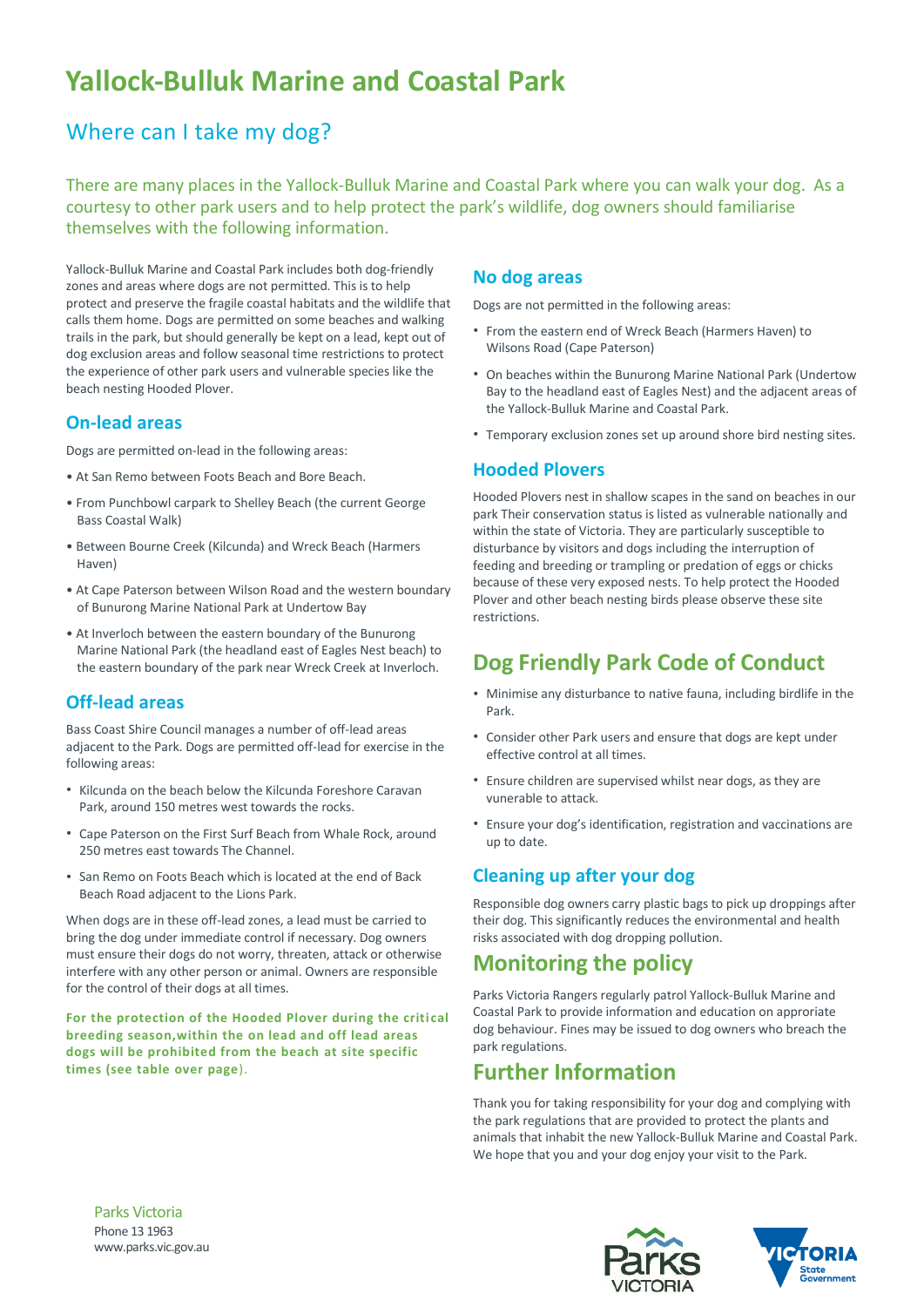# Yallock-Bulluk Marine and Coastal Park

## Where can I take my dog?

There are many places in the Yallock-Bulluk Marine and Coastal Park where you can walk your dog. As a courtesy to other park users and to help protect the park's wildlife, dog owners should familiarise themselves with the following information.

Yallock-Bulluk Marine and Coastal Park includes both dog-friendly zones and areas where dogs are not permitted. This is to help protect and preserve the fragile coastal habitats and the wildlife that calls them home. Dogs are permitted on some beaches and walking trails in the park, but should generally be kept on a lead, kept out of dog exclusion areas and follow seasonal time restrictions to protect the experience of other park users and vulnerable species like the beach nesting Hooded Plover.

### On-lead areas

Dogs are permitted on-lead in the following areas:

- At San Remo between Foots Beach and Bore Beach.
- From Punchbowl carpark to Shelley Beach (the current George Bass Coastal Walk)
- Between Bourne Creek (Kilcunda) and Wreck Beach (Harmers Haven)
- At Cape Paterson between Wilson Road and the western boundary of Bunurong Marine National Park at Undertow Bay
- At Inverloch between the eastern boundary of the Bunurong Marine National Park (the headland east of Eagles Nest beach) to the eastern boundary of the park near Wreck Creek at Inverloch.

### Off-lead areas

Bass Coast Shire Council manages a number of off-lead areas adjacent to the Park. Dogs are permitted off-lead for exercise in the following areas:

- Kilcunda on the beach below the Kilcunda Foreshore Caravan Park, around 150 metres west towards the rocks.
- Cape Paterson on the First Surf Beach from Whale Rock, around 250 metres east towards The Channel.
- San Remo on Foots Beach which is located at the end of Back Beach Road adjacent to the Lions Park.

When dogs are in these off-lead zones, a lead must be carried to bring the dog under immediate control if necessary. Dog owners must ensure their dogs do not worry, threaten, attack or otherwise interfere with any other person or animal. Owners are responsible for the control of their dogs at all times.

**For the protection of the Hooded Plover during the critical breeding season,within the on lead and off lead areas dogs will be prohibited from the beach at site specific times (see table over page**).

### No dog areas

Dogs are not permitted in the following areas:

- From the eastern end of Wreck Beach (Harmers Haven) to Wilsons Road (Cape Paterson)
- On beaches within the Bunurong Marine National Park (Undertow Bay to the headland east of Eagles Nest) and the adjacent areas of the Yallock-Bulluk Marine and Coastal Park.
- Temporary exclusion zones set up around shore bird nesting sites.

### Hooded Plovers

Hooded Plovers nest in shallow scapes in the sand on beaches in our park Their conservation status is listed as vulnerable nationally and within the state of Victoria. They are particularly susceptible to disturbance by visitors and dogs including the interruption of feeding and breeding or trampling or predation of eggs or chicks because of these very exposed nests. To help protect the Hooded Plover and other beach nesting birds please observe these site restrictions.

## Dog Friendly Park Code of Conduct

- Minimise any disturbance to native fauna, including birdlife in the Park.
- Consider other Park users and ensure that dogs are kept under effective control at all times.
- Ensure children are supervised whilst near dogs, as they are vunerable to attack.
- Ensure your dog's identification, registration and vaccinations are up to date.

### Cleaning up after your dog

Responsible dog owners carry plastic bags to pick up droppings after their dog. This significantly reduces the environmental and health risks associated with dog dropping pollution.

## Monitoring the policy

Parks Victoria Rangers regularly patrol Yallock-Bulluk Marine and Coastal Park to provide information and education on approriate dog behaviour. Fines may be issued to dog owners who breach the park regulations.

## Further Information

Thank you for taking responsibility for your dog and complying with the park regulations that are provided to protect the plants and animals that inhabit the new Yallock-Bulluk Marine and Coastal Park. We hope that you and your dog enjoy your visit to the Park.

Parks Victoria
Phone 13 1963
www.parks.vic.gov.au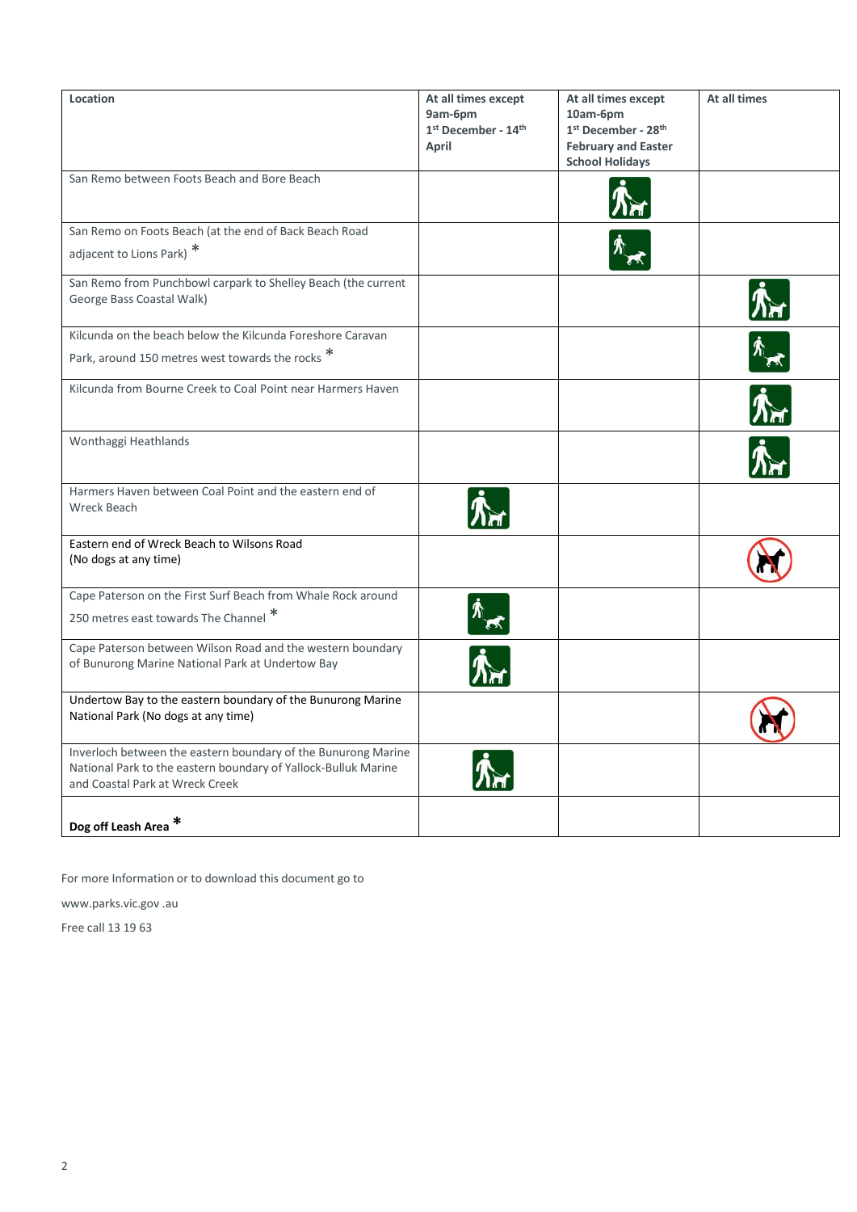| Location | At all times except 9am-6pm 1st December - 14th April | At all times except 10am-6pm 1st December - 28th February and Easter School Holidays | At all times |
|---|---|---|---|
| San Remo between Foots Beach and Bore Beach | | | |
| San Remo on Foots Beach (at the end of Back Beach Road adjacent to Lions Park) * | | | |
| San Remo from Punchbowl carpark to Shelley Beach (the current George Bass Coastal Walk) | | | |
| Kilcunda on the beach below the Kilcunda Foreshore Caravan Park, around 150 metres west towards the rocks * | | | |
| Kilcunda from Bourne Creek to Coal Point near Harmers Haven | | | |
| Wonthaggi Heathlands | | | |
| Harmers Haven between Coal Point and the eastern end of Wreck Beach | | | |
| Eastern end of Wreck Beach to Wilsons Road (No dogs at any time) | | | |
| Cape Paterson on the First Surf Beach from Whale Rock around 250 metres east towards The Channel * | | | |
| Cape Paterson between Wilson Road and the western boundary of Bunurong Marine National Park at Undertow Bay | | | |
| Undertow Bay to the eastern boundary of the Bunurong Marine National Park (No dogs at any time) | | | |
| Inverloch between the eastern boundary of the Bunurong Marine National Park to the eastern boundary of Yallock-Bulluk Marine and Coastal Park at Wreck Creek | | | |
| **Dog off Leash Area** * | | | |

For more Information or to download this document go to

www.parks.vic.gov .au

Free call 13 19 63